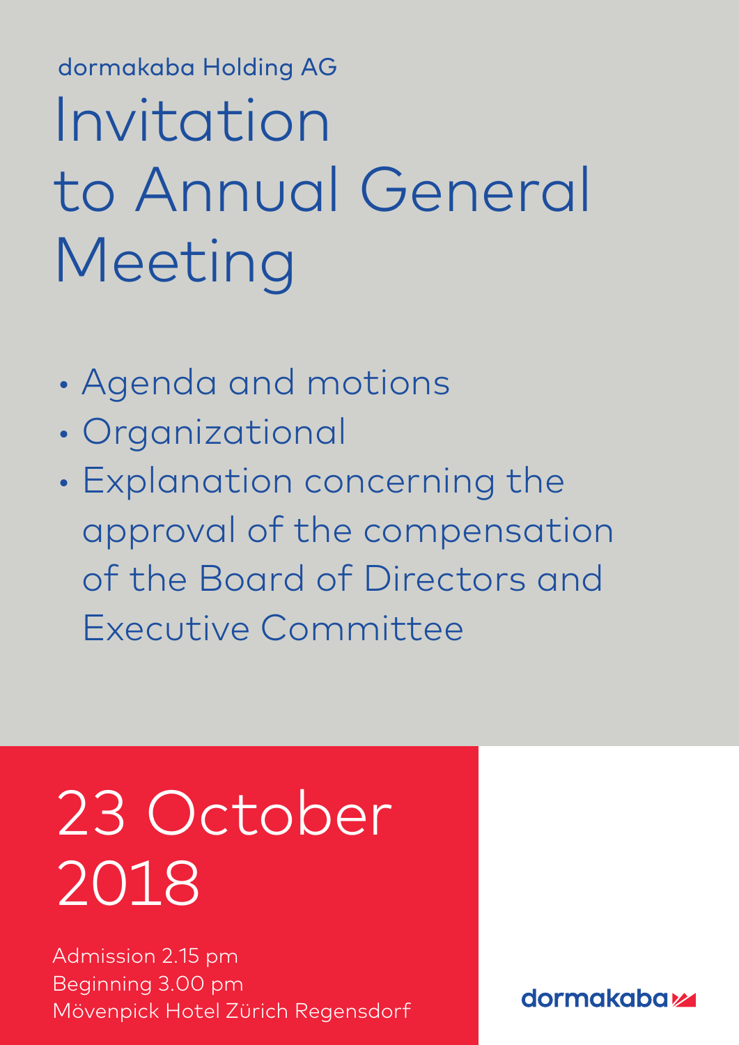dormakaba Holding AG

# Invitation to Annual General Meeting

- Agenda and motions
- Organizational
- Explanation concerning the approval of the compensation of the Board of Directors and Executive Committee

## 23 October 2018

Admission 2.15 pm
Beginning 3.00 pm
Mövenpick Hotel Zürich Regensdorf

dormakaba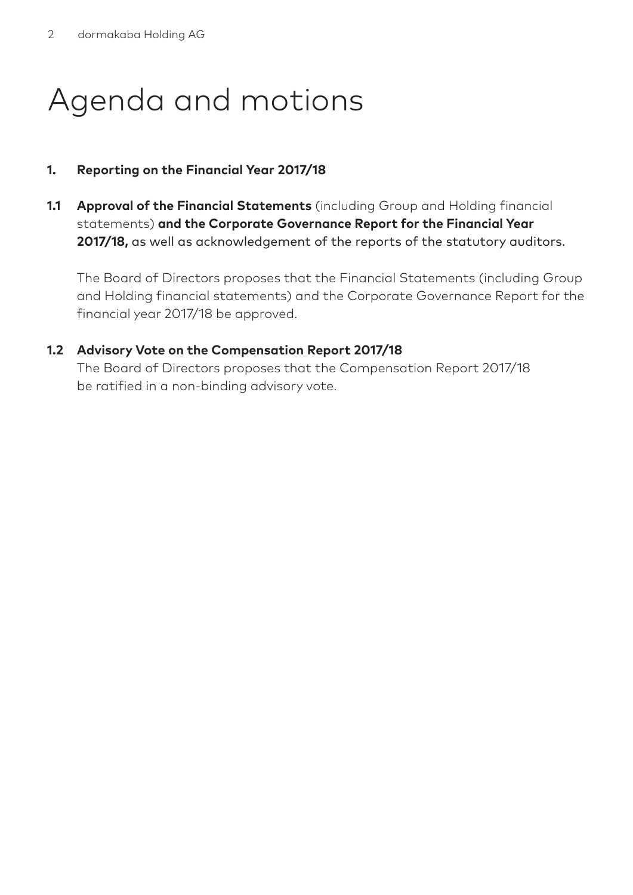# Agenda and motions

**1. Reporting on the Financial Year 2017/18**

**1.1 Approval of the Financial Statements** (including Group and Holding financial statements) **and the Corporate Governance Report for the Financial Year 2017/18,** as well as acknowledgement of the reports of the statutory auditors.

The Board of Directors proposes that the Financial Statements (including Group and Holding financial statements) and the Corporate Governance Report for the financial year 2017/18 be approved.

**1.2 Advisory Vote on the Compensation Report 2017/18**

The Board of Directors proposes that the Compensation Report 2017/18 be ratified in a non-binding advisory vote.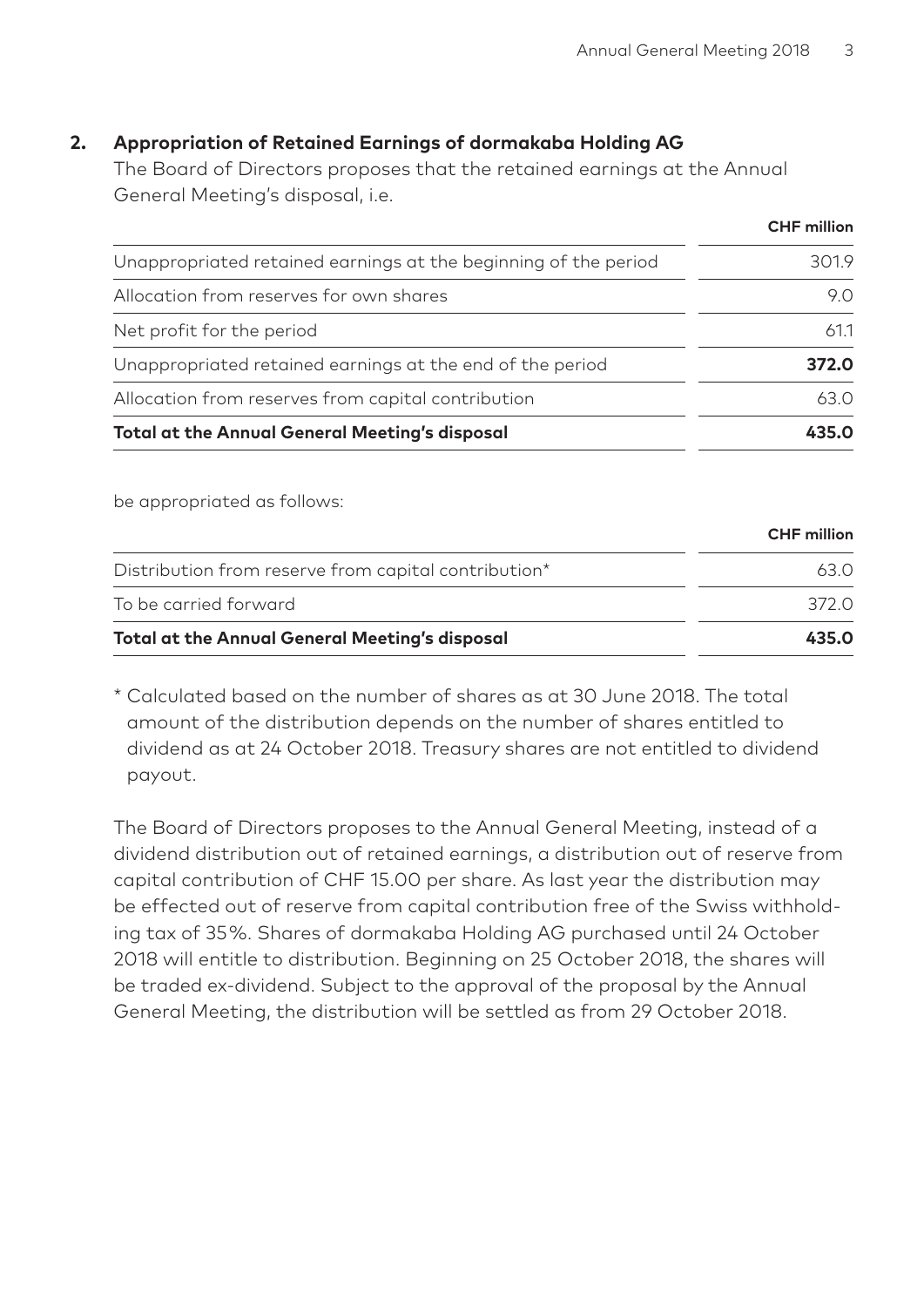## 2. Appropriation of Retained Earnings of dormakaba Holding AG

The Board of Directors proposes that the retained earnings at the Annual General Meeting's disposal, i.e.

| | CHF million |
|---|---|
| Unappropriated retained earnings at the beginning of the period | 301.9 |
| Allocation from reserves for own shares | 9.0 |
| Net profit for the period | 61.1 |
| Unappropriated retained earnings at the end of the period | **372.0** |
| Allocation from reserves from capital contribution | 63.0 |
| **Total at the Annual General Meeting's disposal** | **435.0** |

be appropriated as follows:

| | CHF million |
|---|---|
| Distribution from reserve from capital contribution* | 63.0 |
| To be carried forward | 372.0 |
| **Total at the Annual General Meeting's disposal** | **435.0** |

* Calculated based on the number of shares as at 30 June 2018. The total amount of the distribution depends on the number of shares entitled to dividend as at 24 October 2018. Treasury shares are not entitled to dividend payout.

The Board of Directors proposes to the Annual General Meeting, instead of a dividend distribution out of retained earnings, a distribution out of reserve from capital contribution of CHF 15.00 per share. As last year the distribution may be effected out of reserve from capital contribution free of the Swiss withholding tax of 35%. Shares of dormakaba Holding AG purchased until 24 October 2018 will entitle to distribution. Beginning on 25 October 2018, the shares will be traded ex-dividend. Subject to the approval of the proposal by the Annual General Meeting, the distribution will be settled as from 29 October 2018.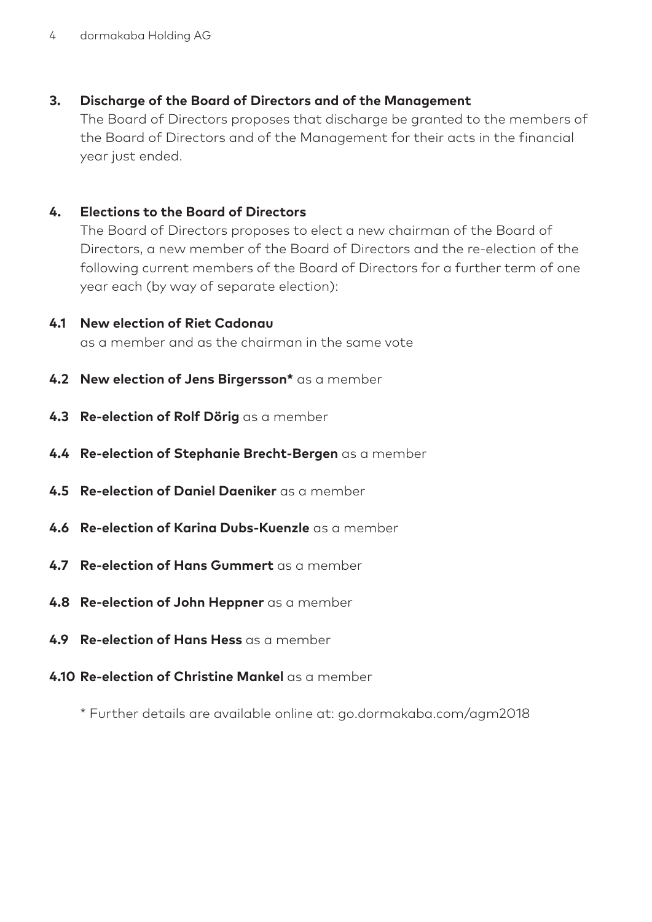**3. Discharge of the Board of Directors and of the Management**

The Board of Directors proposes that discharge be granted to the members of the Board of Directors and of the Management for their acts in the financial year just ended.

**4. Elections to the Board of Directors**

The Board of Directors proposes to elect a new chairman of the Board of Directors, a new member of the Board of Directors and the re-election of the following current members of the Board of Directors for a further term of one year each (by way of separate election):

**4.1 New election of Riet Cadonau**
as a member and as the chairman in the same vote

**4.2 New election of Jens Birgersson*** as a member

**4.3 Re-election of Rolf Dörig** as a member

**4.4 Re-election of Stephanie Brecht-Bergen** as a member

**4.5 Re-election of Daniel Daeniker** as a member

**4.6 Re-election of Karina Dubs-Kuenzle** as a member

**4.7 Re-election of Hans Gummert** as a member

**4.8 Re-election of John Heppner** as a member

**4.9 Re-election of Hans Hess** as a member

**4.10 Re-election of Christine Mankel** as a member

\* Further details are available online at: go.dormakaba.com/agm2018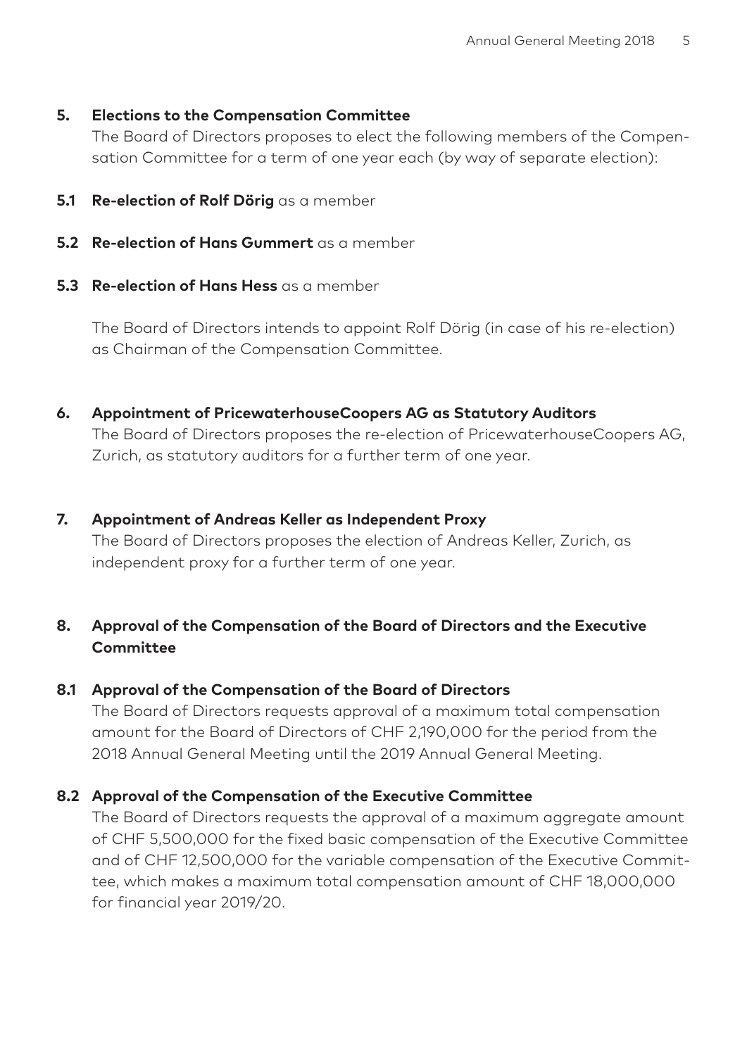## 5. Elections to the Compensation Committee

The Board of Directors proposes to elect the following members of the Compensation Committee for a term of one year each (by way of separate election):

**5.1 Re-election of Rolf Dörig** as a member

**5.2 Re-election of Hans Gummert** as a member

**5.3 Re-election of Hans Hess** as a member

The Board of Directors intends to appoint Rolf Dörig (in case of his re-election) as Chairman of the Compensation Committee.

## 6. Appointment of PricewaterhouseCoopers AG as Statutory Auditors

The Board of Directors proposes the re-election of PricewaterhouseCoopers AG, Zurich, as statutory auditors for a further term of one year.

## 7. Appointment of Andreas Keller as Independent Proxy

The Board of Directors proposes the election of Andreas Keller, Zurich, as independent proxy for a further term of one year.

## 8. Approval of the Compensation of the Board of Directors and the Executive Committee

### 8.1 Approval of the Compensation of the Board of Directors

The Board of Directors requests approval of a maximum total compensation amount for the Board of Directors of CHF 2,190,000 for the period from the 2018 Annual General Meeting until the 2019 Annual General Meeting.

### 8.2 Approval of the Compensation of the Executive Committee

The Board of Directors requests the approval of a maximum aggregate amount of CHF 5,500,000 for the fixed basic compensation of the Executive Committee and of CHF 12,500,000 for the variable compensation of the Executive Committee, which makes a maximum total compensation amount of CHF 18,000,000 for financial year 2019/20.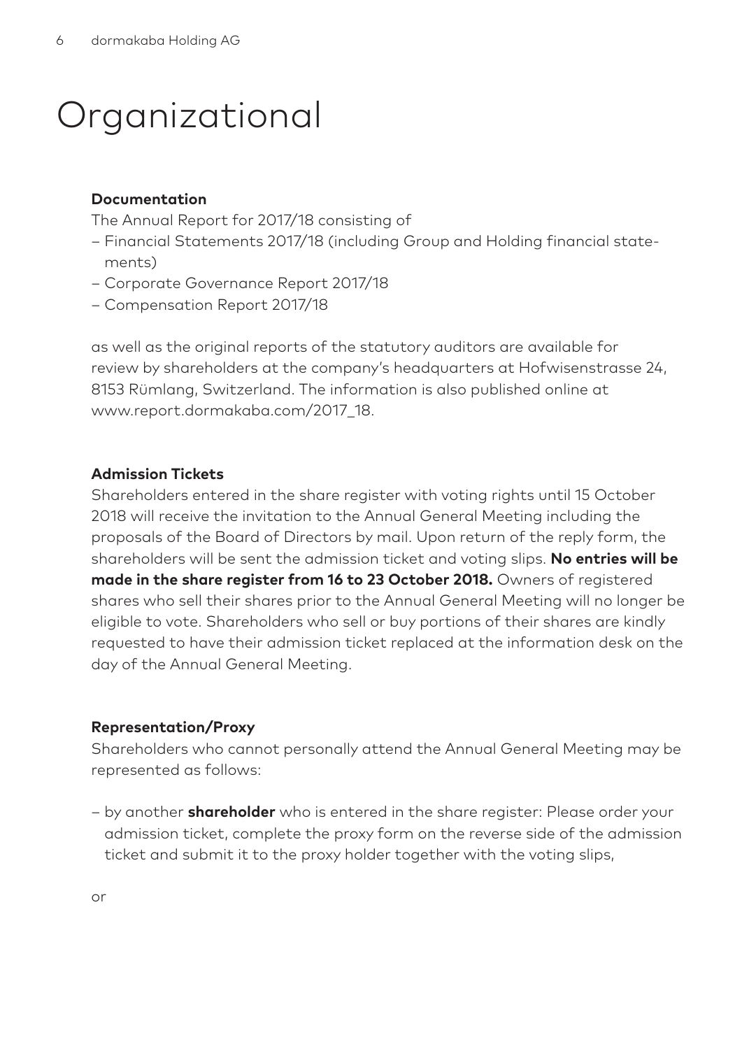# Organizational

**Documentation**

The Annual Report for 2017/18 consisting of

- Financial Statements 2017/18 (including Group and Holding financial statements)
- Corporate Governance Report 2017/18
- Compensation Report 2017/18

as well as the original reports of the statutory auditors are available for review by shareholders at the company's headquarters at Hofwisenstrasse 24, 8153 Rümlang, Switzerland. The information is also published online at www.report.dormakaba.com/2017_18.

**Admission Tickets**

Shareholders entered in the share register with voting rights until 15 October 2018 will receive the invitation to the Annual General Meeting including the proposals of the Board of Directors by mail. Upon return of the reply form, the shareholders will be sent the admission ticket and voting slips. **No entries will be made in the share register from 16 to 23 October 2018.** Owners of registered shares who sell their shares prior to the Annual General Meeting will no longer be eligible to vote. Shareholders who sell or buy portions of their shares are kindly requested to have their admission ticket replaced at the information desk on the day of the Annual General Meeting.

**Representation/Proxy**

Shareholders who cannot personally attend the Annual General Meeting may be represented as follows:

- by another **shareholder** who is entered in the share register: Please order your admission ticket, complete the proxy form on the reverse side of the admission ticket and submit it to the proxy holder together with the voting slips,

or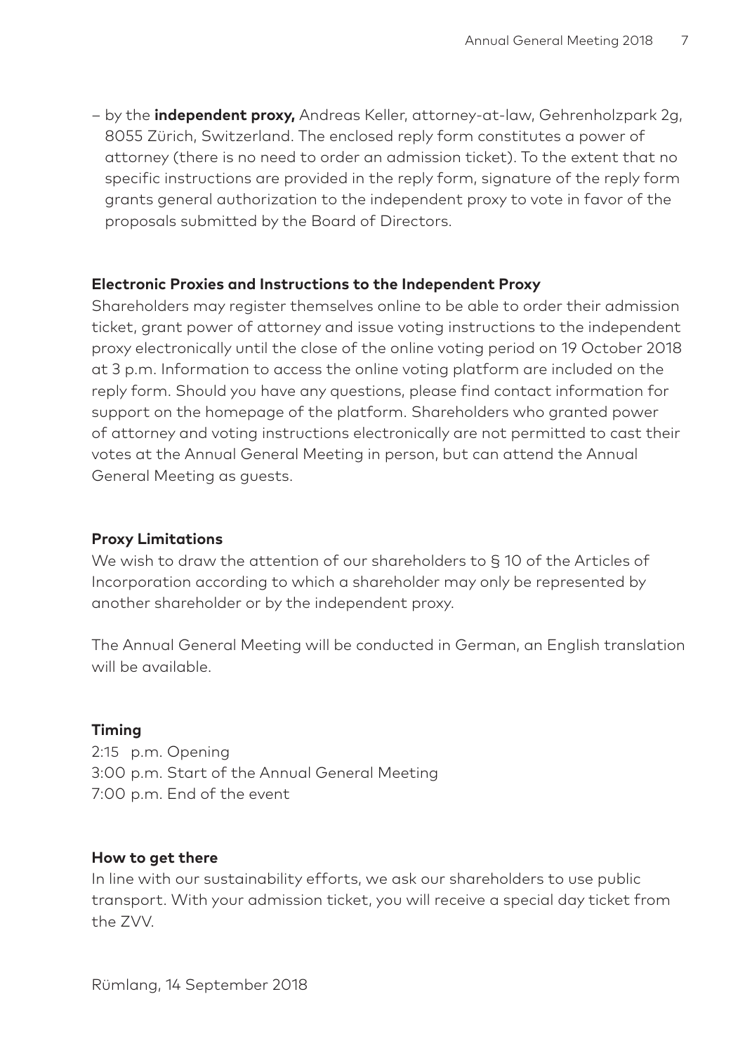- by the **independent proxy,** Andreas Keller, attorney-at-law, Gehrenholzpark 2g, 8055 Zürich, Switzerland. The enclosed reply form constitutes a power of attorney (there is no need to order an admission ticket). To the extent that no specific instructions are provided in the reply form, signature of the reply form grants general authorization to the independent proxy to vote in favor of the proposals submitted by the Board of Directors.

**Electronic Proxies and Instructions to the Independent Proxy**

Shareholders may register themselves online to be able to order their admission ticket, grant power of attorney and issue voting instructions to the independent proxy electronically until the close of the online voting period on 19 October 2018 at 3 p.m. Information to access the online voting platform are included on the reply form. Should you have any questions, please find contact information for support on the homepage of the platform. Shareholders who granted power of attorney and voting instructions electronically are not permitted to cast their votes at the Annual General Meeting in person, but can attend the Annual General Meeting as guests.

**Proxy Limitations**

We wish to draw the attention of our shareholders to § 10 of the Articles of Incorporation according to which a shareholder may only be represented by another shareholder or by the independent proxy.

The Annual General Meeting will be conducted in German, an English translation will be available.

**Timing**

2:15 p.m. Opening
3:00 p.m. Start of the Annual General Meeting
7:00 p.m. End of the event

**How to get there**

In line with our sustainability efforts, we ask our shareholders to use public transport. With your admission ticket, you will receive a special day ticket from the ZVV.

Rümlang, 14 September 2018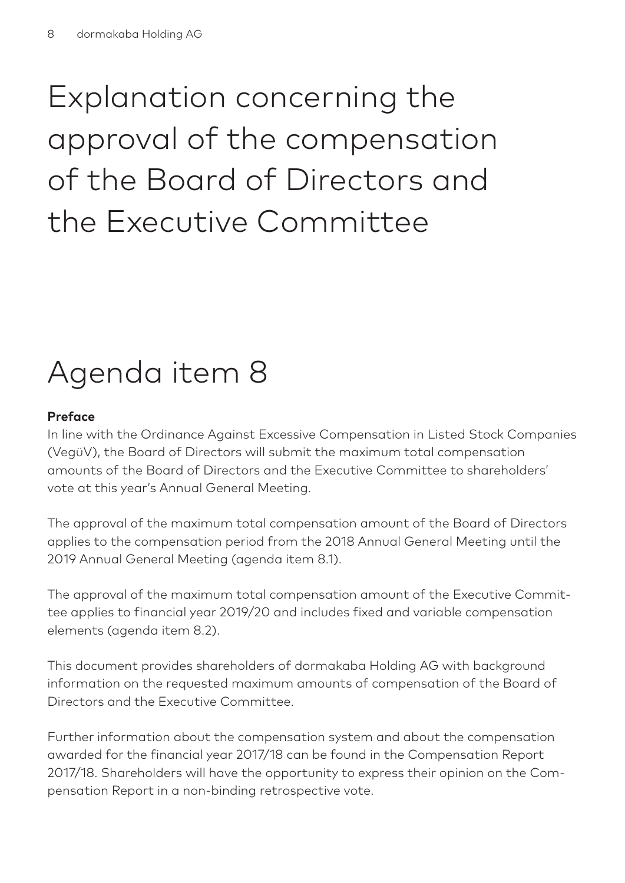# Explanation concerning the approval of the compensation of the Board of Directors and the Executive Committee

## Agenda item 8

**Preface**

In line with the Ordinance Against Excessive Compensation in Listed Stock Companies (VegüV), the Board of Directors will submit the maximum total compensation amounts of the Board of Directors and the Executive Committee to shareholders' vote at this year's Annual General Meeting.

The approval of the maximum total compensation amount of the Board of Directors applies to the compensation period from the 2018 Annual General Meeting until the 2019 Annual General Meeting (agenda item 8.1).

The approval of the maximum total compensation amount of the Executive Committee applies to financial year 2019/20 and includes fixed and variable compensation elements (agenda item 8.2).

This document provides shareholders of dormakaba Holding AG with background information on the requested maximum amounts of compensation of the Board of Directors and the Executive Committee.

Further information about the compensation system and about the compensation awarded for the financial year 2017/18 can be found in the Compensation Report 2017/18. Shareholders will have the opportunity to express their opinion on the Compensation Report in a non-binding retrospective vote.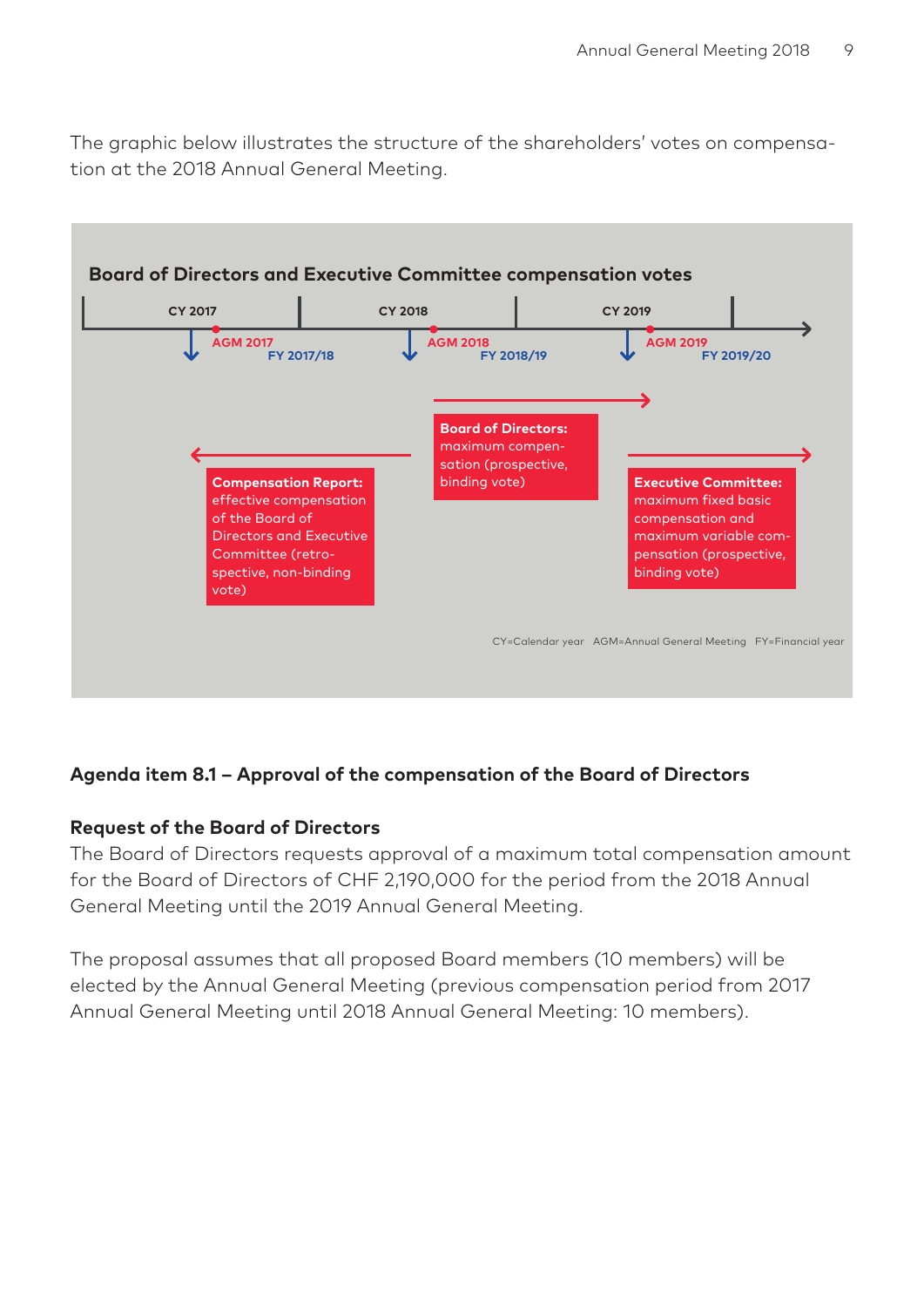The graphic below illustrates the structure of the shareholders' votes on compensation at the 2018 Annual General Meeting.

**Board of Directors and Executive Committee compensation votes**

CY 2017 | CY 2018 | CY 2019

AGM 2017 — FY 2017/18 | AGM 2018 — FY 2018/19 | AGM 2019 — FY 2019/20

**Board of Directors:** maximum compensation (prospective, binding vote)

**Compensation Report:** effective compensation of the Board of Directors and Executive Committee (retrospective, non-binding vote)

**Executive Committee:** maximum fixed basic compensation and maximum variable compensation (prospective, binding vote)

CY=Calendar year AGM=Annual General Meeting FY=Financial year

### Agenda item 8.1 – Approval of the compensation of the Board of Directors

**Request of the Board of Directors**

The Board of Directors requests approval of a maximum total compensation amount for the Board of Directors of CHF 2,190,000 for the period from the 2018 Annual General Meeting until the 2019 Annual General Meeting.

The proposal assumes that all proposed Board members (10 members) will be elected by the Annual General Meeting (previous compensation period from 2017 Annual General Meeting until 2018 Annual General Meeting: 10 members).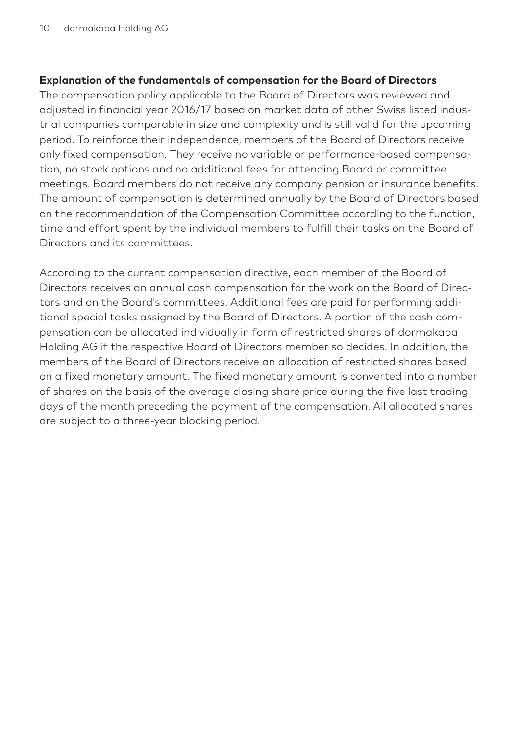## Explanation of the fundamentals of compensation for the Board of Directors

The compensation policy applicable to the Board of Directors was reviewed and adjusted in financial year 2016/17 based on market data of other Swiss listed industrial companies comparable in size and complexity and is still valid for the upcoming period. To reinforce their independence, members of the Board of Directors receive only fixed compensation. They receive no variable or performance-based compensation, no stock options and no additional fees for attending Board or committee meetings. Board members do not receive any company pension or insurance benefits. The amount of compensation is determined annually by the Board of Directors based on the recommendation of the Compensation Committee according to the function, time and effort spent by the individual members to fulfill their tasks on the Board of Directors and its committees.

According to the current compensation directive, each member of the Board of Directors receives an annual cash compensation for the work on the Board of Directors and on the Board's committees. Additional fees are paid for performing additional special tasks assigned by the Board of Directors. A portion of the cash compensation can be allocated individually in form of restricted shares of dormakaba Holding AG if the respective Board of Directors member so decides. In addition, the members of the Board of Directors receive an allocation of restricted shares based on a fixed monetary amount. The fixed monetary amount is converted into a number of shares on the basis of the average closing share price during the five last trading days of the month preceding the payment of the compensation. All allocated shares are subject to a three-year blocking period.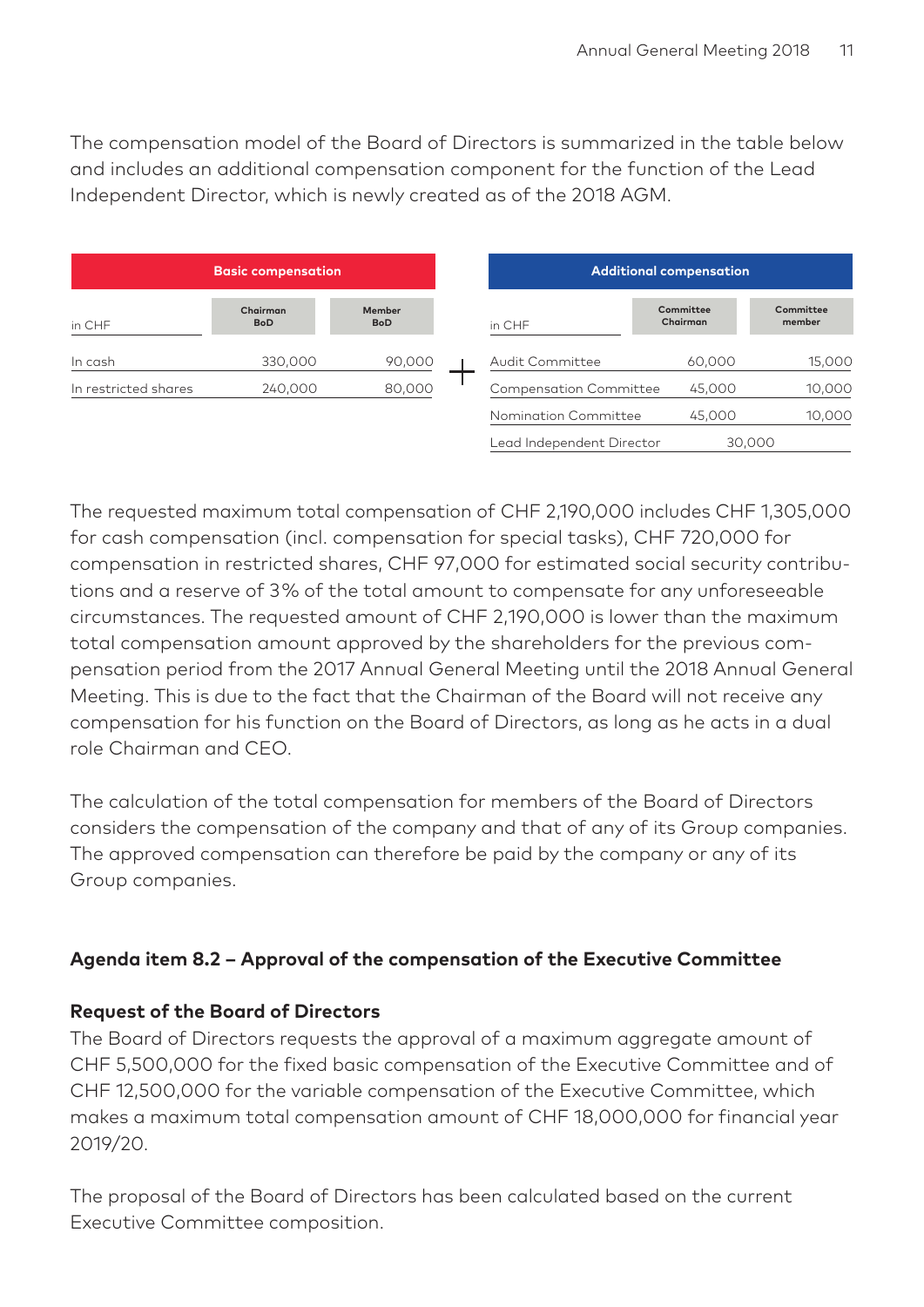The compensation model of the Board of Directors is summarized in the table below and includes an additional compensation component for the function of the Lead Independent Director, which is newly created as of the 2018 AGM.

| Basic compensation | | |
|---|---|---|
| in CHF | Chairman BoD | Member BoD |
| In cash | 330,000 | 90,000 |
| In restricted shares | 240,000 | 80,000 |

+

| Additional compensation | | |
|---|---|---|
| in CHF | Committee Chairman | Committee member |
| Audit Committee | 60,000 | 15,000 |
| Compensation Committee | 45,000 | 10,000 |
| Nomination Committee | 45,000 | 10,000 |
| Lead Independent Director | 30,000 | |

The requested maximum total compensation of CHF 2,190,000 includes CHF 1,305,000 for cash compensation (incl. compensation for special tasks), CHF 720,000 for compensation in restricted shares, CHF 97,000 for estimated social security contributions and a reserve of 3% of the total amount to compensate for any unforeseeable circumstances. The requested amount of CHF 2,190,000 is lower than the maximum total compensation amount approved by the shareholders for the previous compensation period from the 2017 Annual General Meeting until the 2018 Annual General Meeting. This is due to the fact that the Chairman of the Board will not receive any compensation for his function on the Board of Directors, as long as he acts in a dual role Chairman and CEO.

The calculation of the total compensation for members of the Board of Directors considers the compensation of the company and that of any of its Group companies. The approved compensation can therefore be paid by the company or any of its Group companies.

### Agenda item 8.2 – Approval of the compensation of the Executive Committee

**Request of the Board of Directors**

The Board of Directors requests the approval of a maximum aggregate amount of CHF 5,500,000 for the fixed basic compensation of the Executive Committee and of CHF 12,500,000 for the variable compensation of the Executive Committee, which makes a maximum total compensation amount of CHF 18,000,000 for financial year 2019/20.

The proposal of the Board of Directors has been calculated based on the current Executive Committee composition.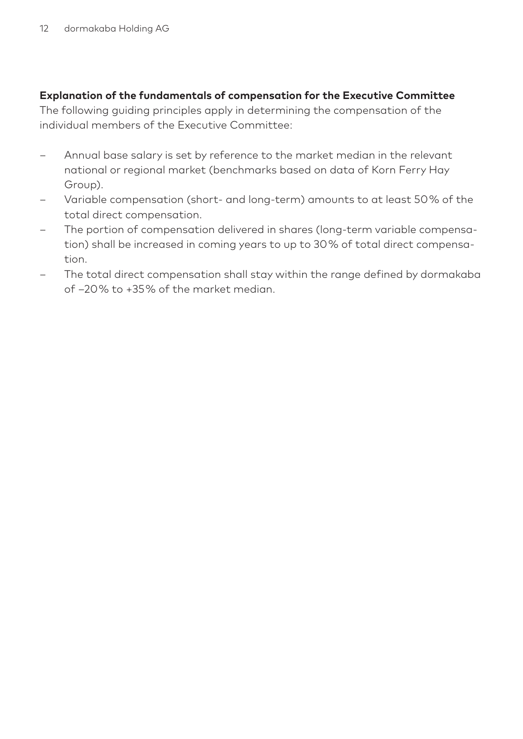**Explanation of the fundamentals of compensation for the Executive Committee**

The following guiding principles apply in determining the compensation of the individual members of the Executive Committee:

- Annual base salary is set by reference to the market median in the relevant national or regional market (benchmarks based on data of Korn Ferry Hay Group).
- Variable compensation (short- and long-term) amounts to at least 50% of the total direct compensation.
- The portion of compensation delivered in shares (long-term variable compensation) shall be increased in coming years to up to 30% of total direct compensation.
- The total direct compensation shall stay within the range defined by dormakaba of –20% to +35% of the market median.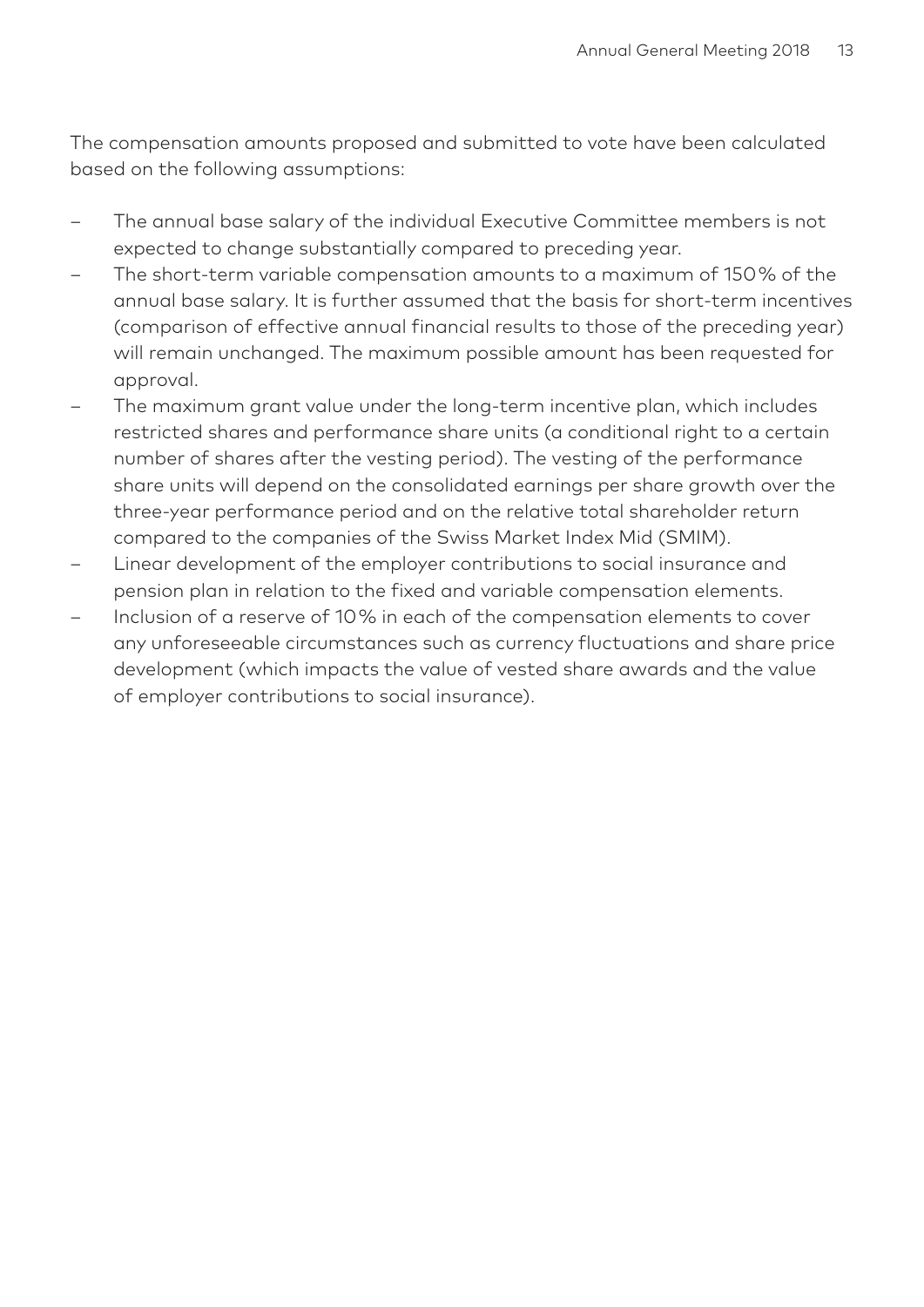The compensation amounts proposed and submitted to vote have been calculated based on the following assumptions:

- The annual base salary of the individual Executive Committee members is not expected to change substantially compared to preceding year.
- The short-term variable compensation amounts to a maximum of 150% of the annual base salary. It is further assumed that the basis for short-term incentives (comparison of effective annual financial results to those of the preceding year) will remain unchanged. The maximum possible amount has been requested for approval.
- The maximum grant value under the long-term incentive plan, which includes restricted shares and performance share units (a conditional right to a certain number of shares after the vesting period). The vesting of the performance share units will depend on the consolidated earnings per share growth over the three-year performance period and on the relative total shareholder return compared to the companies of the Swiss Market Index Mid (SMIM).
- Linear development of the employer contributions to social insurance and pension plan in relation to the fixed and variable compensation elements.
- Inclusion of a reserve of 10% in each of the compensation elements to cover any unforeseeable circumstances such as currency fluctuations and share price development (which impacts the value of vested share awards and the value of employer contributions to social insurance).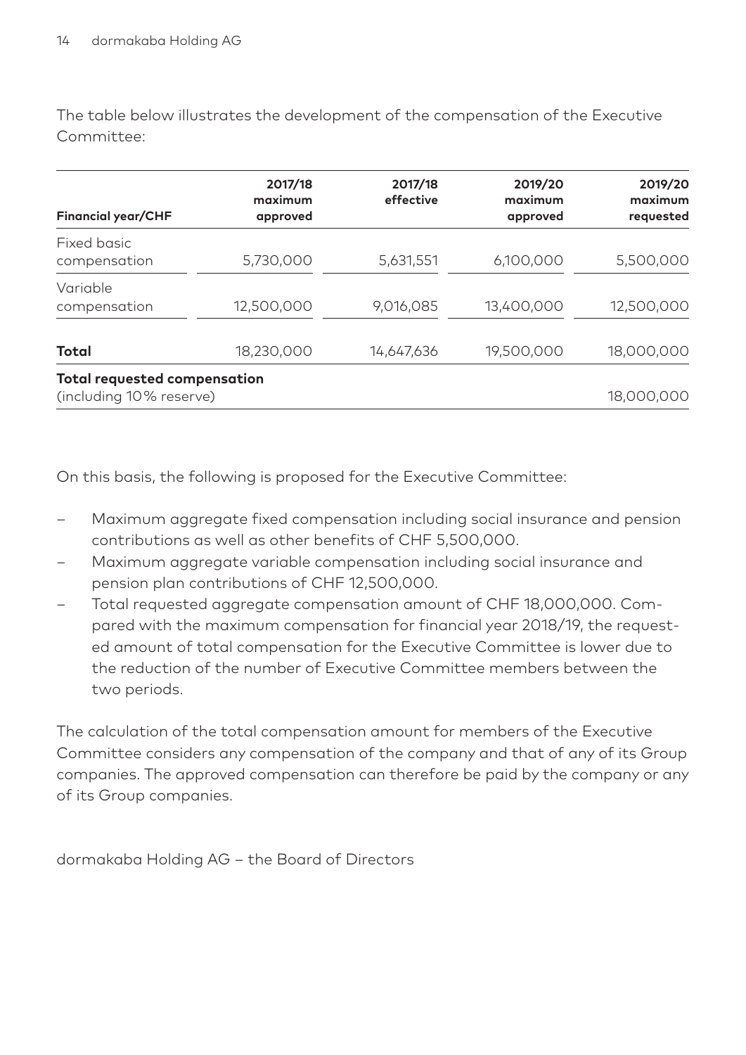The table below illustrates the development of the compensation of the Executive Committee:

| Financial year/CHF | 2017/18 maximum approved | 2017/18 effective | 2019/20 maximum approved | 2019/20 maximum requested |
|---|---|---|---|---|
| Fixed basic compensation | 5,730,000 | 5,631,551 | 6,100,000 | 5,500,000 |
| Variable compensation | 12,500,000 | 9,016,085 | 13,400,000 | 12,500,000 |
| **Total** | 18,230,000 | 14,647,636 | 19,500,000 | 18,000,000 |
| **Total requested compensation** (including 10% reserve) | | | | 18,000,000 |

On this basis, the following is proposed for the Executive Committee:

- Maximum aggregate fixed compensation including social insurance and pension contributions as well as other benefits of CHF 5,500,000.
- Maximum aggregate variable compensation including social insurance and pension plan contributions of CHF 12,500,000.
- Total requested aggregate compensation amount of CHF 18,000,000. Compared with the maximum compensation for financial year 2018/19, the requested amount of total compensation for the Executive Committee is lower due to the reduction of the number of Executive Committee members between the two periods.

The calculation of the total compensation amount for members of the Executive Committee considers any compensation of the company and that of any of its Group companies. The approved compensation can therefore be paid by the company or any of its Group companies.

dormakaba Holding AG – the Board of Directors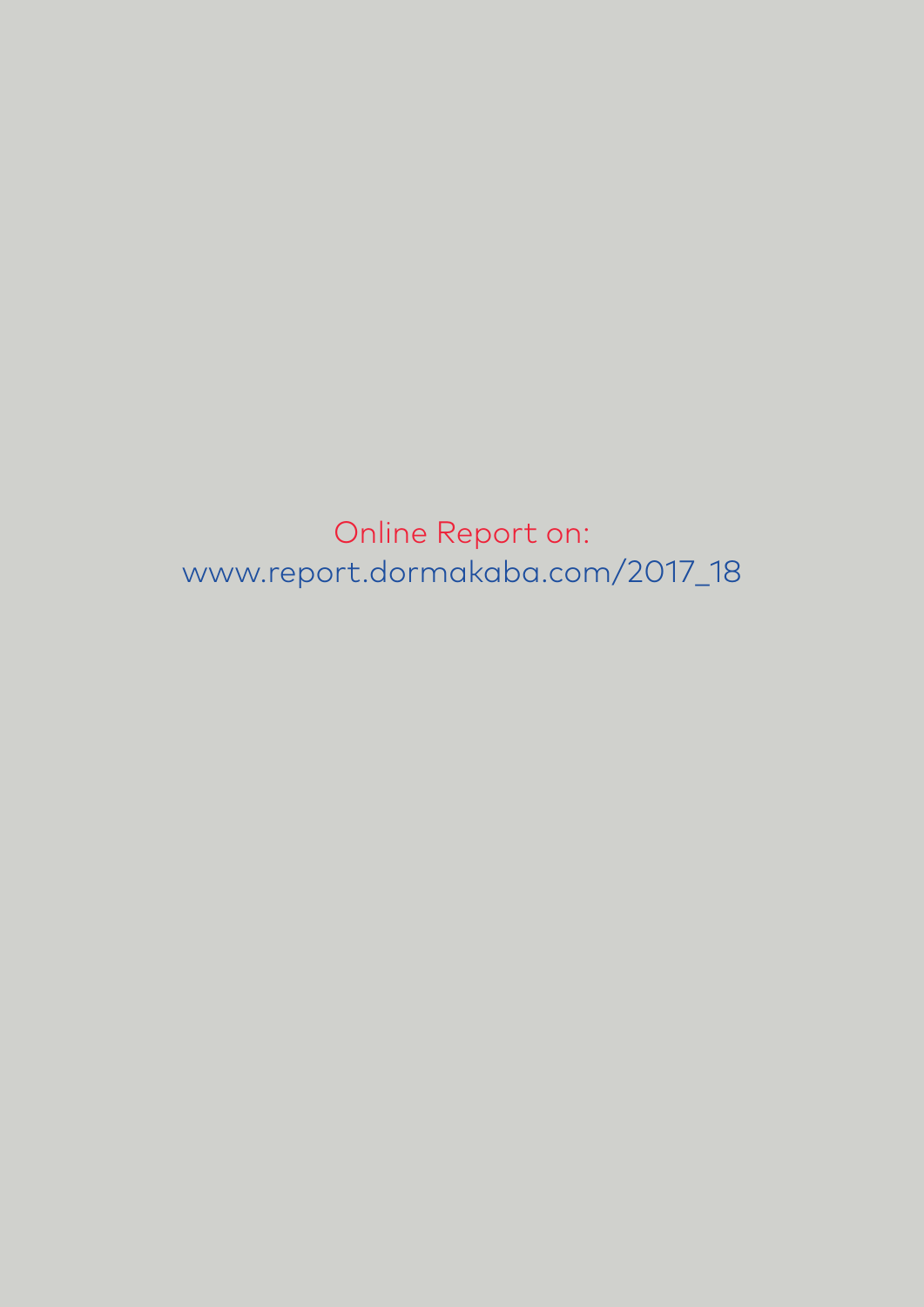Online Report on:
www.report.dormakaba.com/2017_18